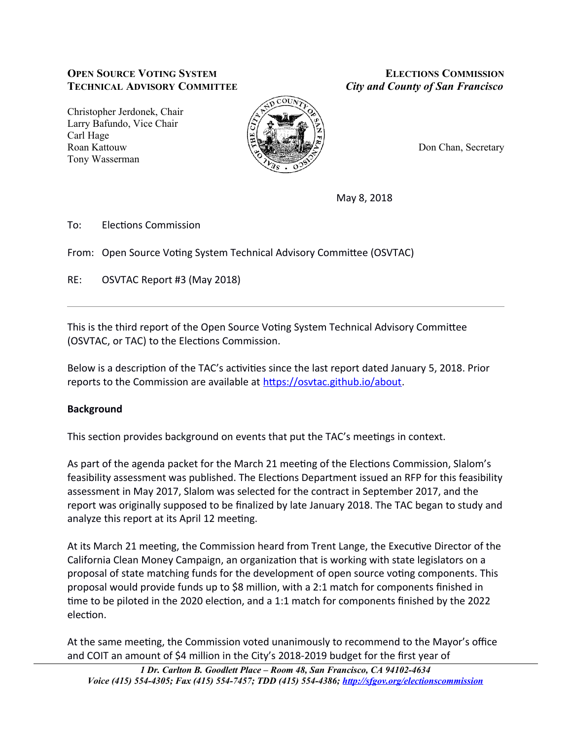**OPEN SOURCE VOTING SYSTEM TECHNICAL ADVISORY COMMITTEE**

Christopher Jerdonek, Chair
Larry Bafundo, Vice Chair
Carl Hage
Roan Kattouw
Tony Wasserman

**ELECTIONS COMMISSION**
***City and County of San Francisco***

Don Chan, Secretary

May 8, 2018

To: Elections Commission

From: Open Source Voting System Technical Advisory Committee (OSVTAC)

RE: OSVTAC Report #3 (May 2018)

---

This is the third report of the Open Source Voting System Technical Advisory Committee (OSVTAC, or TAC) to the Elections Commission.

Below is a description of the TAC's activities since the last report dated January 5, 2018. Prior reports to the Commission are available at https://osvtac.github.io/about.

**Background**

This section provides background on events that put the TAC's meetings in context.

As part of the agenda packet for the March 21 meeting of the Elections Commission, Slalom's feasibility assessment was published. The Elections Department issued an RFP for this feasibility assessment in May 2017, Slalom was selected for the contract in September 2017, and the report was originally supposed to be finalized by late January 2018. The TAC began to study and analyze this report at its April 12 meeting.

At its March 21 meeting, the Commission heard from Trent Lange, the Executive Director of the California Clean Money Campaign, an organization that is working with state legislators on a proposal of state matching funds for the development of open source voting components. This proposal would provide funds up to $8 million, with a 2:1 match for components finished in time to be piloted in the 2020 election, and a 1:1 match for components finished by the 2022 election.

At the same meeting, the Commission voted unanimously to recommend to the Mayor's office and COIT an amount of $4 million in the City's 2018-2019 budget for the first year of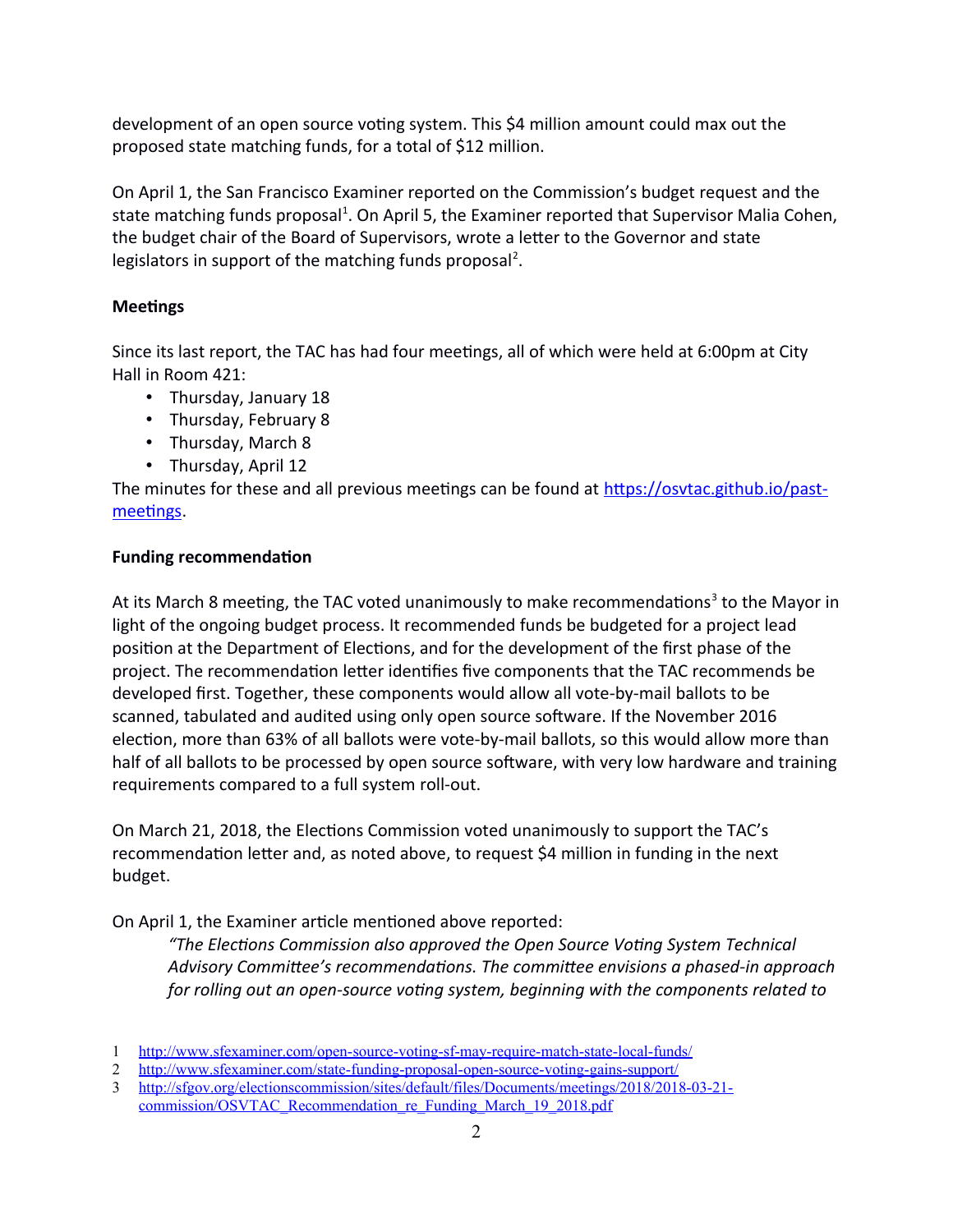development of an open source voting system. This $4 million amount could max out the proposed state matching funds, for a total of $12 million.

On April 1, the San Francisco Examiner reported on the Commission's budget request and the state matching funds proposal[1]. On April 5, the Examiner reported that Supervisor Malia Cohen, the budget chair of the Board of Supervisors, wrote a letter to the Governor and state legislators in support of the matching funds proposal[2].

**Meetings**

Since its last report, the TAC has had four meetings, all of which were held at 6:00pm at City Hall in Room 421:

- Thursday, January 18
- Thursday, February 8
- Thursday, March 8
- Thursday, April 12

The minutes for these and all previous meetings can be found at https://osvtac.github.io/past-meetings.

**Funding recommendation**

At its March 8 meeting, the TAC voted unanimously to make recommendations[3] to the Mayor in light of the ongoing budget process. It recommended funds be budgeted for a project lead position at the Department of Elections, and for the development of the first phase of the project. The recommendation letter identifies five components that the TAC recommends be developed first. Together, these components would allow all vote-by-mail ballots to be scanned, tabulated and audited using only open source software. If the November 2016 election, more than 63% of all ballots were vote-by-mail ballots, so this would allow more than half of all ballots to be processed by open source software, with very low hardware and training requirements compared to a full system roll-out.

On March 21, 2018, the Elections Commission voted unanimously to support the TAC's recommendation letter and, as noted above, to request $4 million in funding in the next budget.

On April 1, the Examiner article mentioned above reported:

> *"The Elections Commission also approved the Open Source Voting System Technical Advisory Committee's recommendations. The committee envisions a phased-in approach for rolling out an open-source voting system, beginning with the components related to*

1 http://www.sfexaminer.com/open-source-voting-sf-may-require-match-state-local-funds/

2 http://www.sfexaminer.com/state-funding-proposal-open-source-voting-gains-support/

3 http://sfgov.org/electionscommission/sites/default/files/Documents/meetings/2018/2018-03-21-commission/OSVTAC_Recommendation_re_Funding_March_19_2018.pdf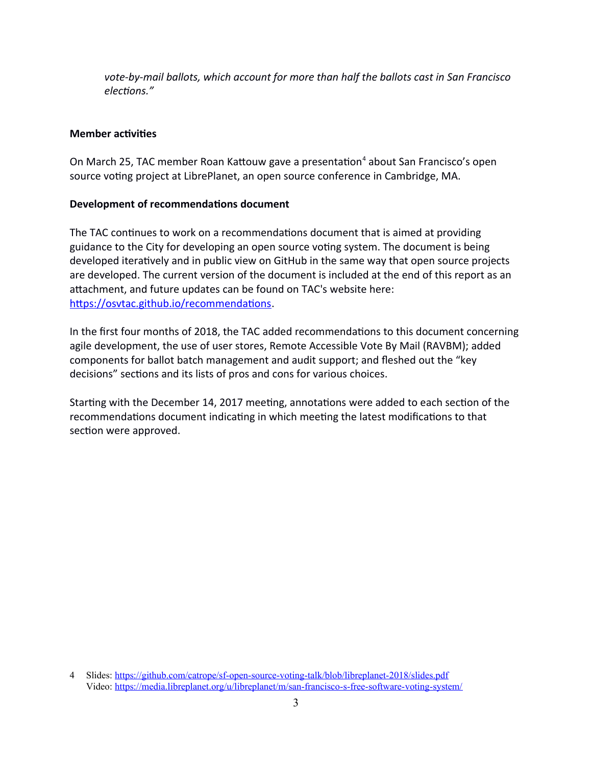*vote-by-mail ballots, which account for more than half the ballots cast in San Francisco elections."*

**Member activities**

On March 25, TAC member Roan Kattouw gave a presentation[4] about San Francisco's open source voting project at LibrePlanet, an open source conference in Cambridge, MA.

**Development of recommendations document**

The TAC continues to work on a recommendations document that is aimed at providing guidance to the City for developing an open source voting system. The document is being developed iteratively and in public view on GitHub in the same way that open source projects are developed. The current version of the document is included at the end of this report as an attachment, and future updates can be found on TAC's website here: https://osvtac.github.io/recommendations.

In the first four months of 2018, the TAC added recommendations to this document concerning agile development, the use of user stores, Remote Accessible Vote By Mail (RAVBM); added components for ballot batch management and audit support; and fleshed out the "key decisions" sections and its lists of pros and cons for various choices.

Starting with the December 14, 2017 meeting, annotations were added to each section of the recommendations document indicating in which meeting the latest modifications to that section were approved.

4 Slides: https://github.com/catrope/sf-open-source-voting-talk/blob/libreplanet-2018/slides.pdf
Video: https://media.libreplanet.org/u/libreplanet/m/san-francisco-s-free-software-voting-system/